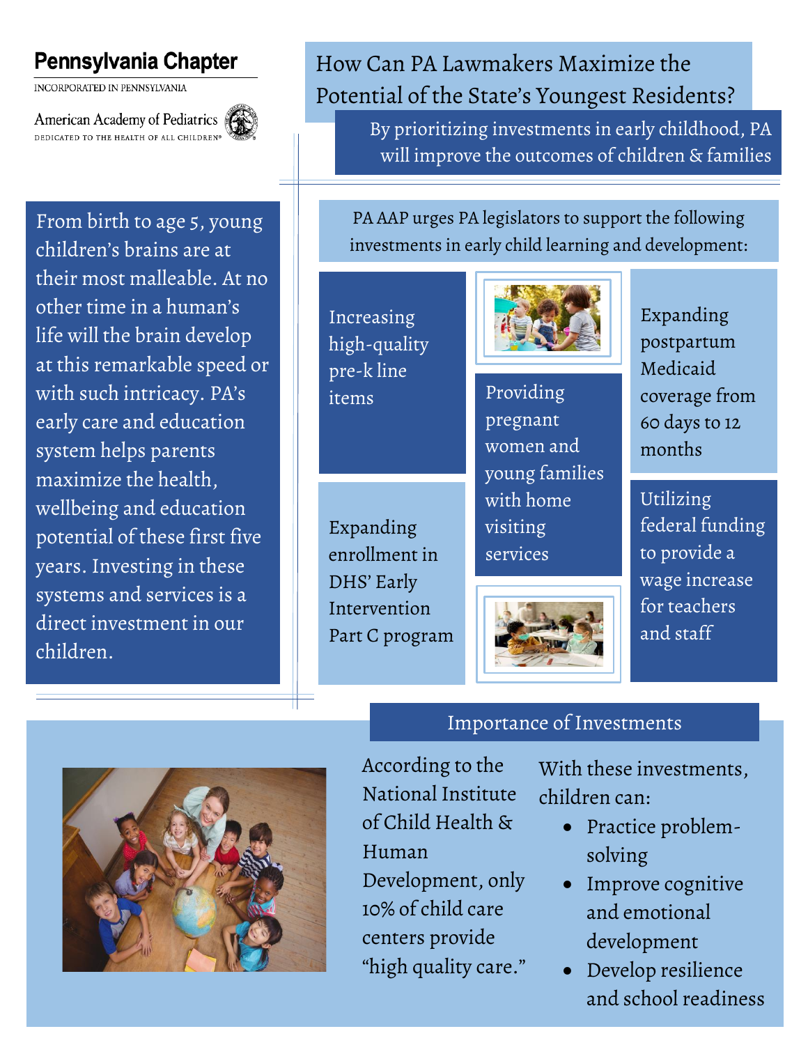**Pennsylvania Chapter**

INCORPORATED IN PENNSYLVANIA

American Academy of Pediatrics

DEDICATED TO THE HEALTH OF ALL CHILDREN®

# How Can PA Lawmakers Maximize the Potential of the State's Youngest Residents?

## By prioritizing investments in early childhood, PA will improve the outcomes of children & families

From birth to age 5, young children's brains are at their most malleable. At no other time in a human's life will the brain develop at this remarkable speed or with such intricacy. PA's early care and education system helps parents maximize the health, wellbeing and education potential of these first five years. Investing in these systems and services is a direct investment in our children.

PA AAP urges PA legislators to support the following investments in early child learning and development:

- Increasing high-quality pre-k line items
- Expanding enrollment in DHS' Early Intervention Part C program
- Providing pregnant women and young families with home visiting services
- Expanding postpartum Medicaid coverage from 60 days to 12 months
- Utilizing federal funding to provide a wage increase for teachers and staff

## Importance of Investments

According to the National Institute of Child Health & Human Development, only 10% of child care centers provide "high quality care."

With these investments, children can:

- Practice problem-solving
- Improve cognitive and emotional development
- Develop resilience and school readiness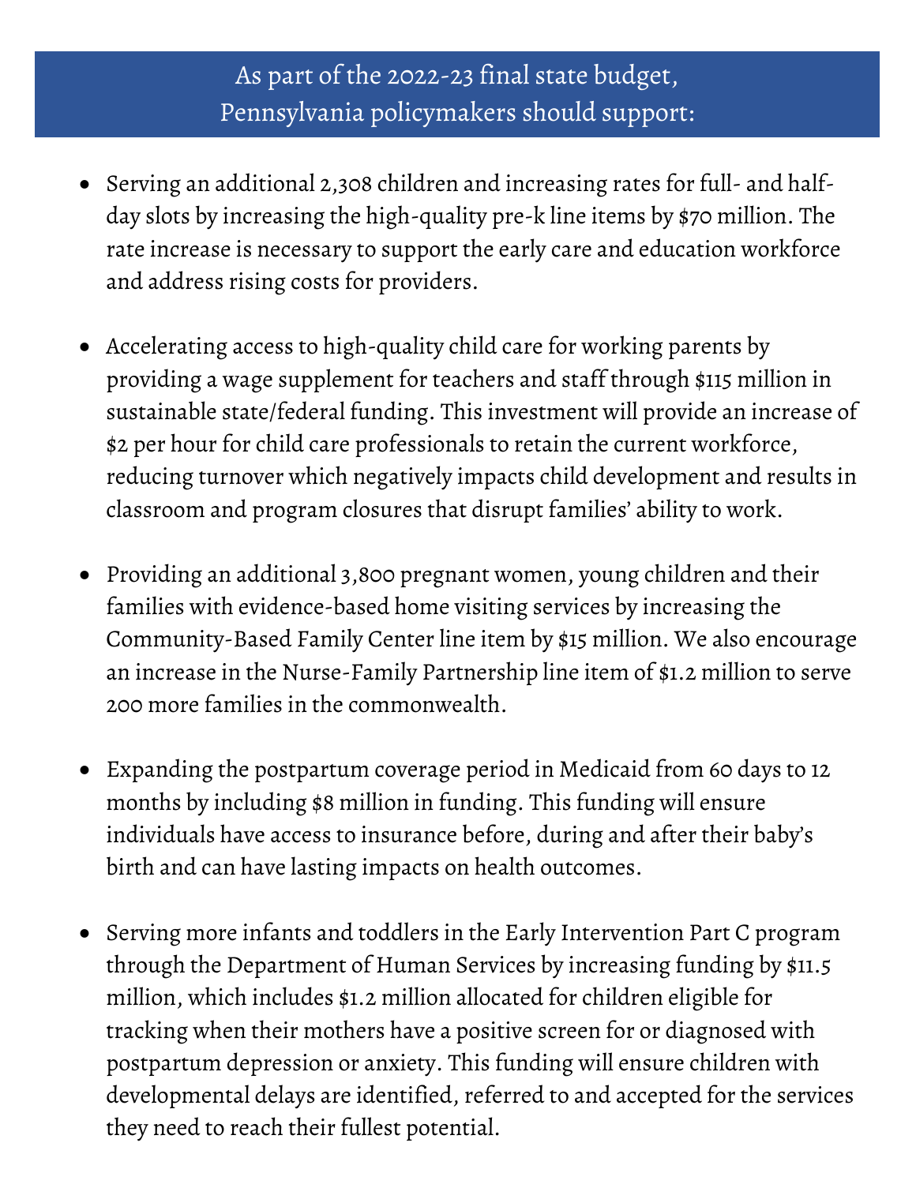## As part of the 2022-23 final state budget, Pennsylvania policymakers should support:

- Serving an additional 2,308 children and increasing rates for full- and half-day slots by increasing the high-quality pre-k line items by $70 million. The rate increase is necessary to support the early care and education workforce and address rising costs for providers.
- Accelerating access to high-quality child care for working parents by providing a wage supplement for teachers and staff through $115 million in sustainable state/federal funding. This investment will provide an increase of $2 per hour for child care professionals to retain the current workforce, reducing turnover which negatively impacts child development and results in classroom and program closures that disrupt families' ability to work.
- Providing an additional 3,800 pregnant women, young children and their families with evidence-based home visiting services by increasing the Community-Based Family Center line item by $15 million. We also encourage an increase in the Nurse-Family Partnership line item of $1.2 million to serve 200 more families in the commonwealth.
- Expanding the postpartum coverage period in Medicaid from 60 days to 12 months by including $8 million in funding. This funding will ensure individuals have access to insurance before, during and after their baby's birth and can have lasting impacts on health outcomes.
- Serving more infants and toddlers in the Early Intervention Part C program through the Department of Human Services by increasing funding by $11.5 million, which includes $1.2 million allocated for children eligible for tracking when their mothers have a positive screen for or diagnosed with postpartum depression or anxiety. This funding will ensure children with developmental delays are identified, referred to and accepted for the services they need to reach their fullest potential.